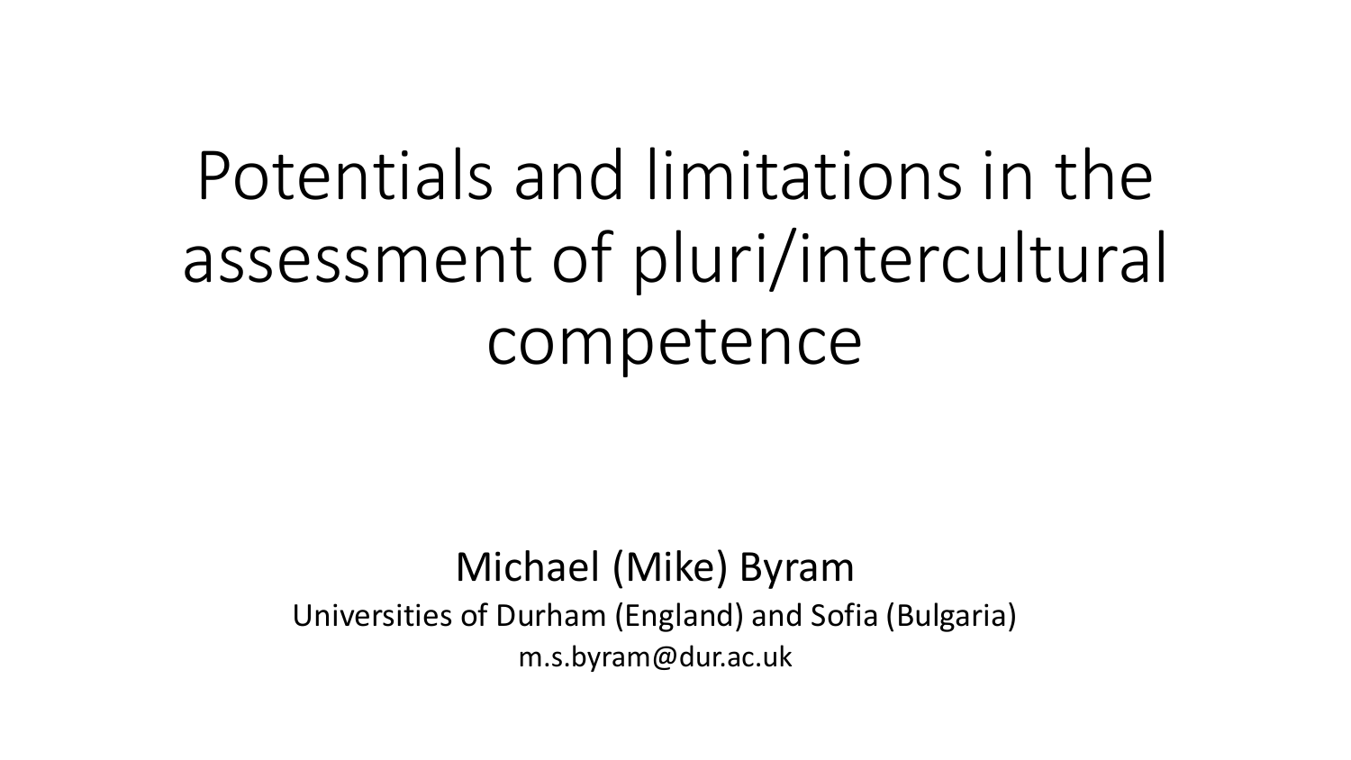# Potentials and limitations in the assessment of pluri/intercultural competence

Michael (Mike) Byram

Universities of Durham (England) and Sofia (Bulgaria)

m.s.byram@dur.ac.uk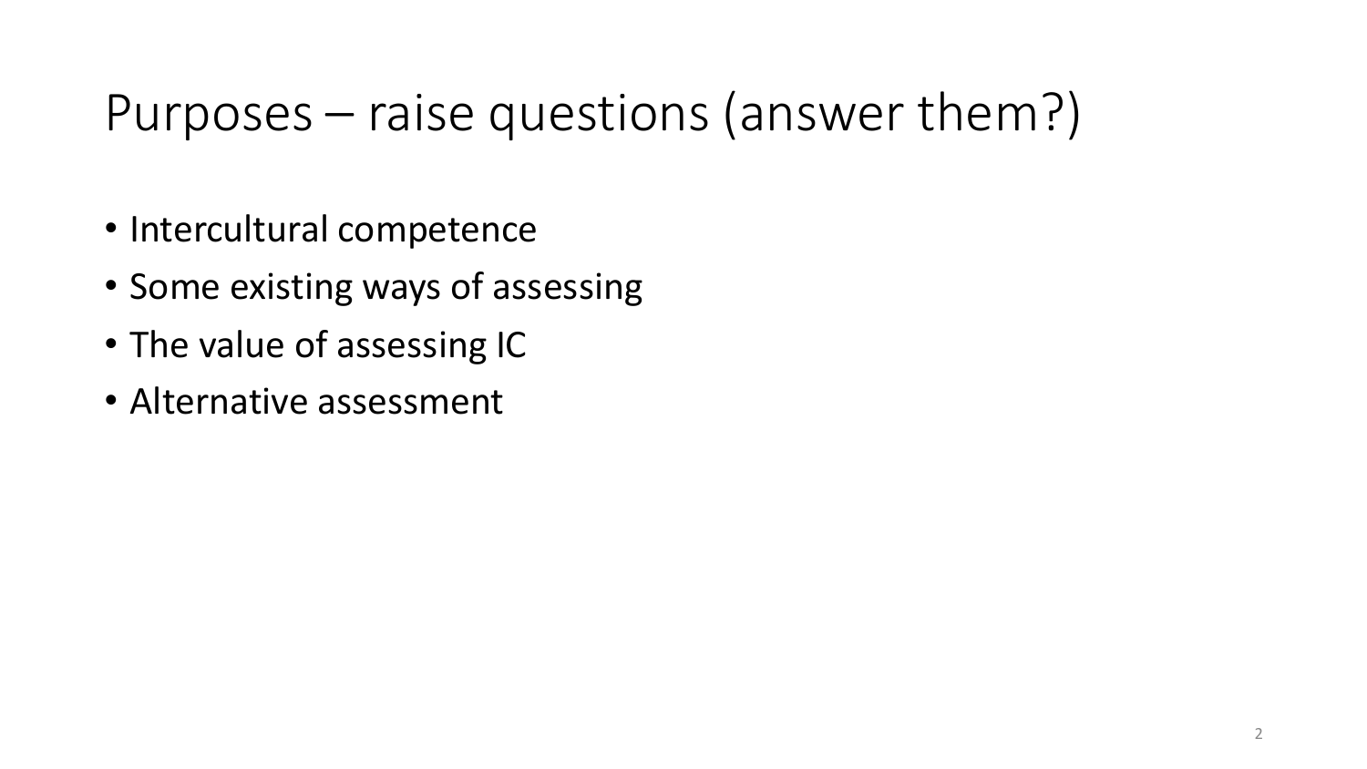# Purposes – raise questions (answer them?)

- Intercultural competence
- Some existing ways of assessing
- The value of assessing IC
- Alternative assessment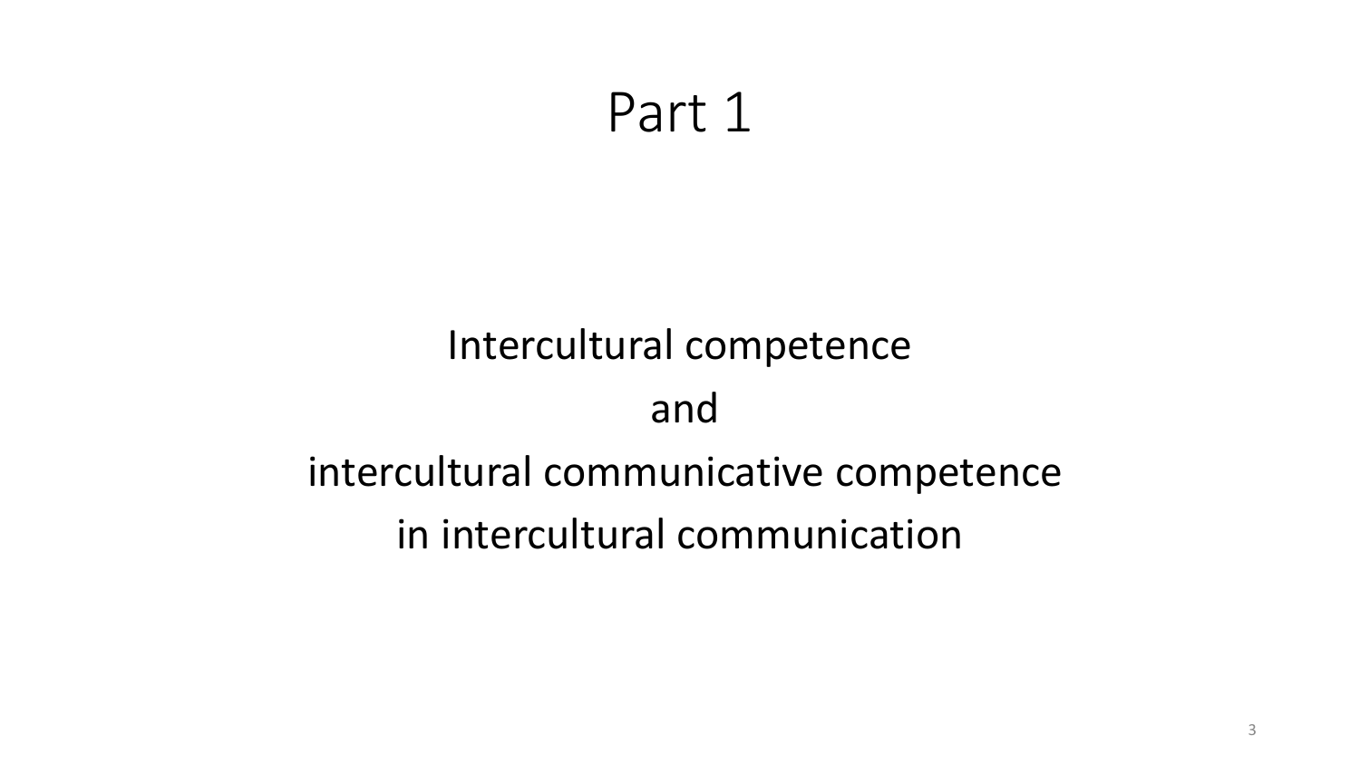# Part 1

Intercultural competence

and

intercultural communicative competence

in intercultural communication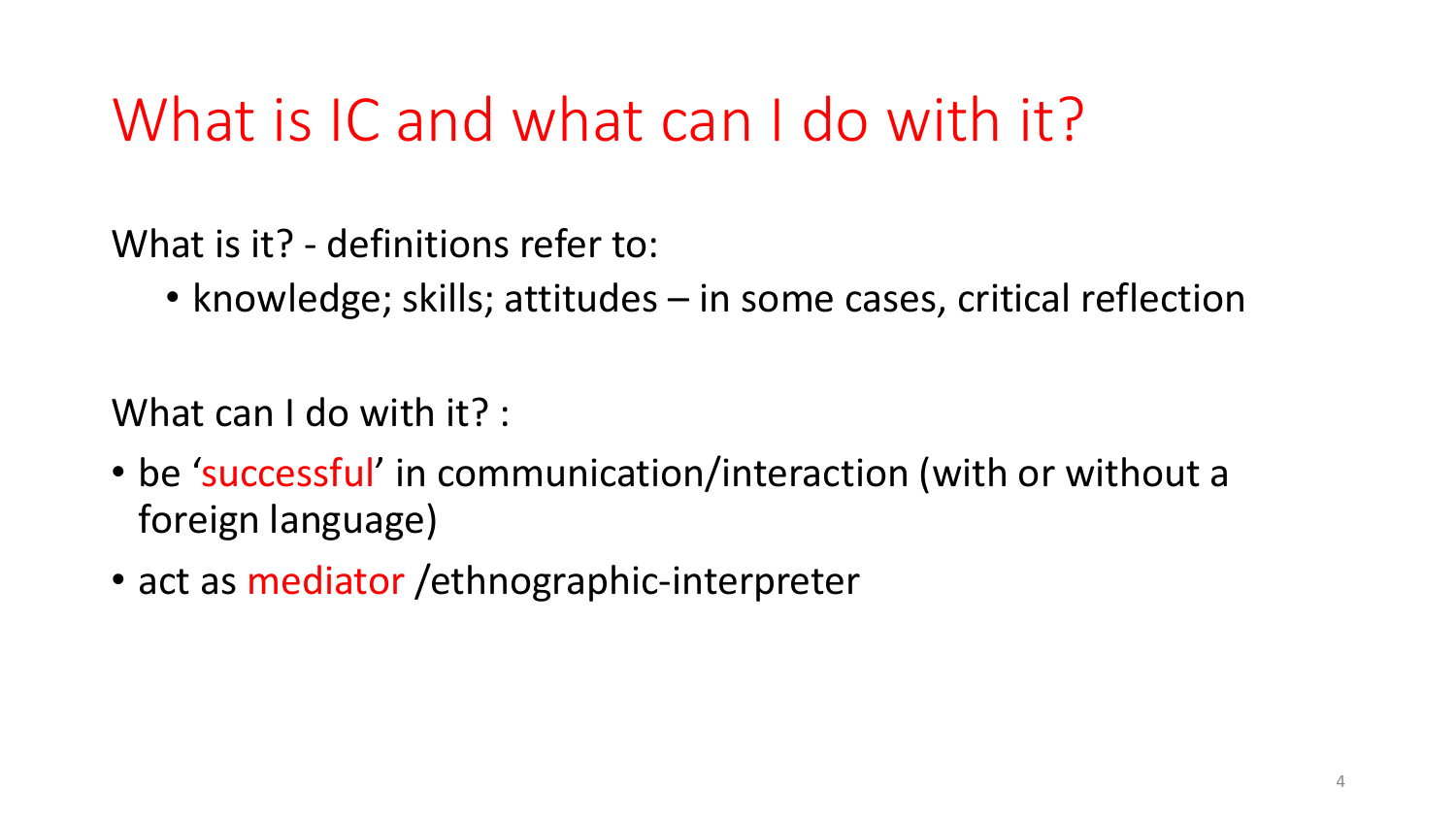# What is IC and what can I do with it?

What is it? - definitions refer to:

- knowledge; skills; attitudes – in some cases, critical reflection

What can I do with it? :

- be 'successful' in communication/interaction (with or without a foreign language)
- act as mediator /ethnographic-interpreter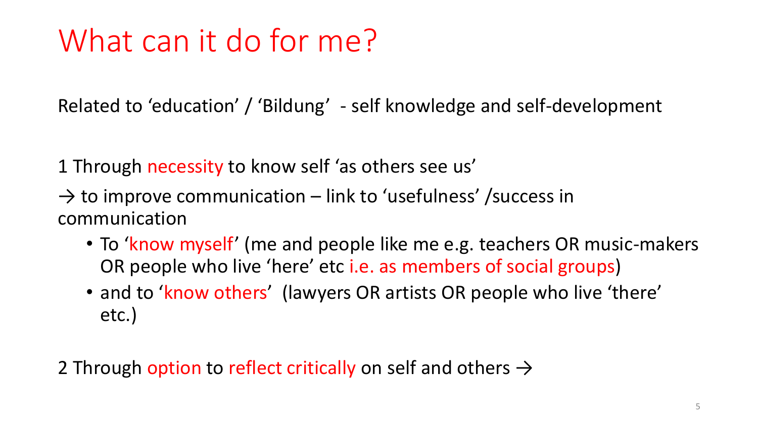# What can it do for me?

Related to 'education' / 'Bildung' - self knowledge and self-development

1 Through necessity to know self 'as others see us'

→ to improve communication – link to 'usefulness' /success in communication

- To 'know myself' (me and people like me e.g. teachers OR music-makers OR people who live 'here' etc i.e. as members of social groups)
- and to 'know others' (lawyers OR artists OR people who live 'there' etc.)

2 Through option to reflect critically on self and others →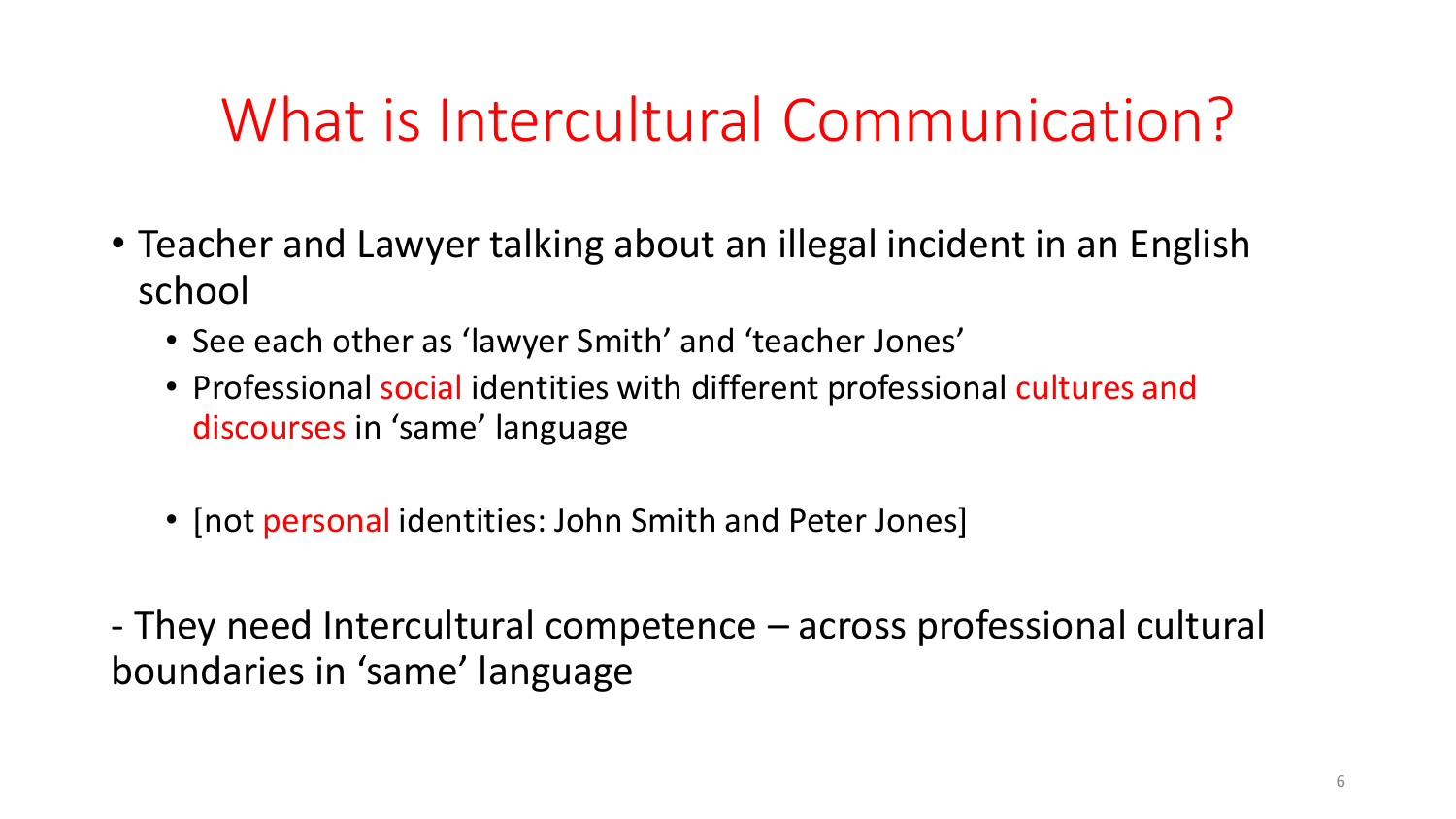# What is Intercultural Communication?

- Teacher and Lawyer talking about an illegal incident in an English school
  - See each other as 'lawyer Smith' and 'teacher Jones'
  - Professional social identities with different professional cultures and discourses in 'same' language

  - [not personal identities: John Smith and Peter Jones]

- They need Intercultural competence – across professional cultural boundaries in 'same' language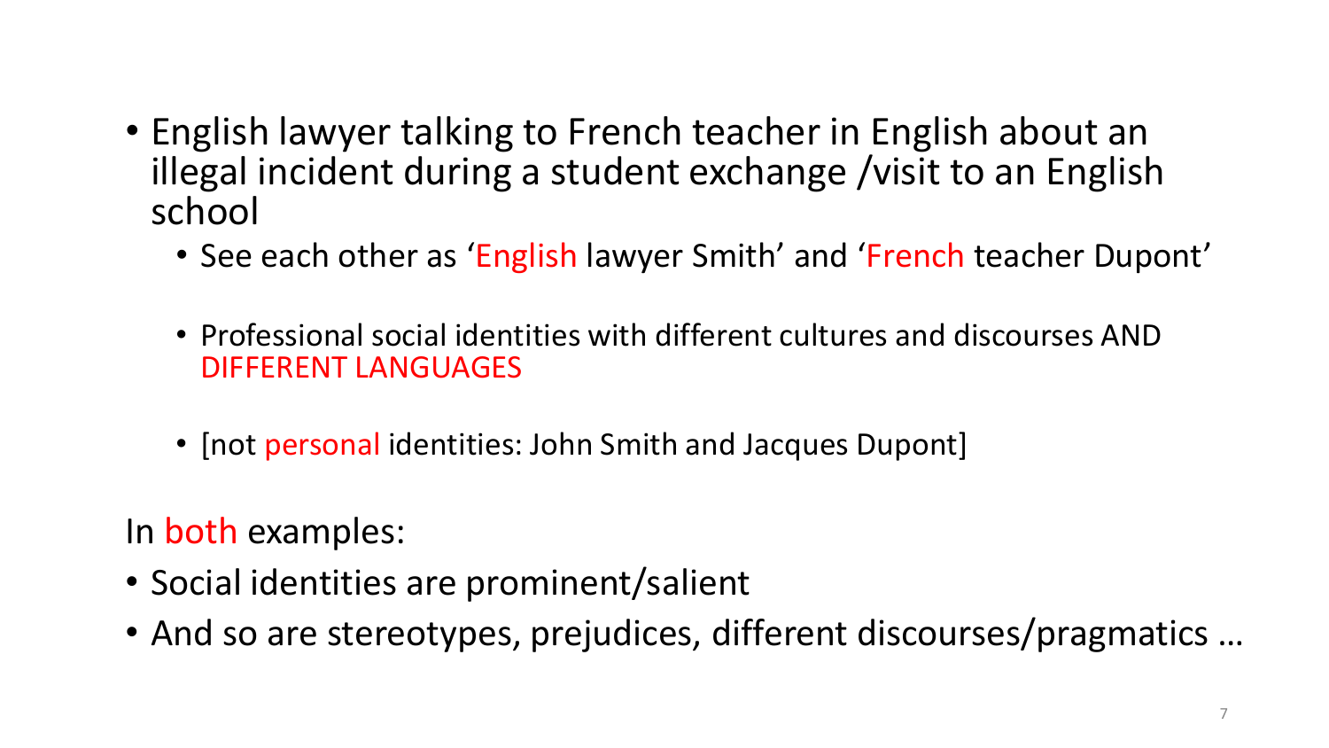- English lawyer talking to French teacher in English about an illegal incident during a student exchange /visit to an English school
  - See each other as 'English lawyer Smith' and 'French teacher Dupont'
  - Professional social identities with different cultures and discourses AND DIFFERENT LANGUAGES
  - [not personal identities: John Smith and Jacques Dupont]

In both examples:

- Social identities are prominent/salient
- And so are stereotypes, prejudices, different discourses/pragmatics …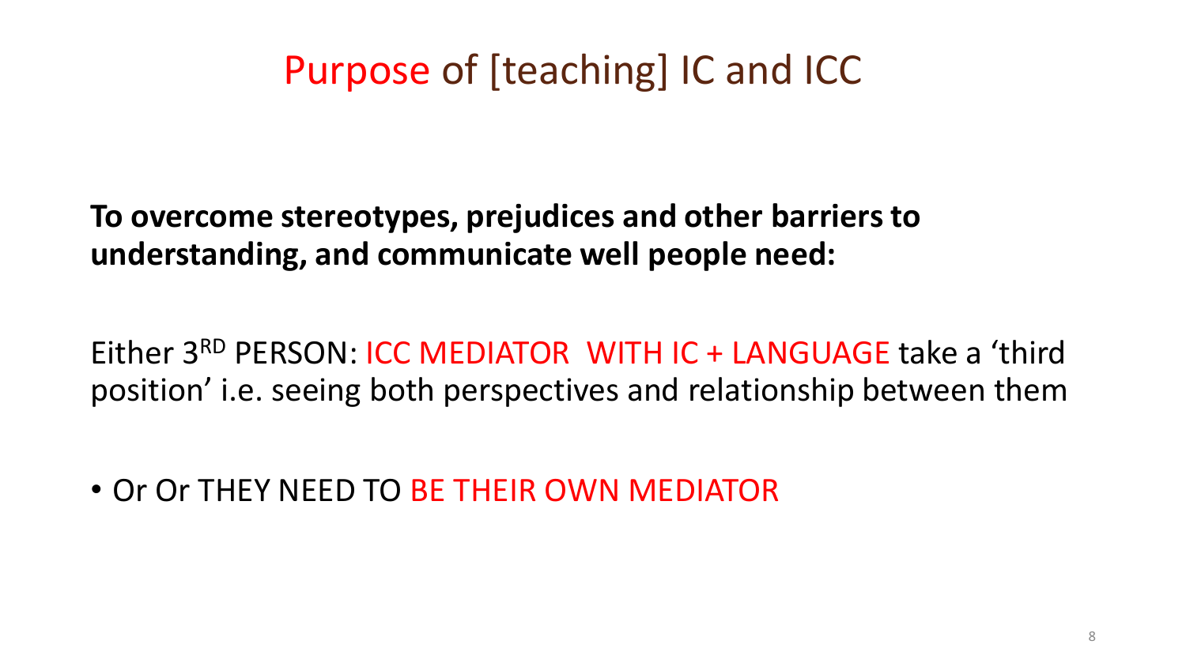# Purpose of [teaching] IC and ICC

**To overcome stereotypes, prejudices and other barriers to understanding, and communicate well people need:**

Either 3RD PERSON: ICC MEDIATOR WITH IC + LANGUAGE take a 'third position' i.e. seeing both perspectives and relationship between them

- Or Or THEY NEED TO BE THEIR OWN MEDIATOR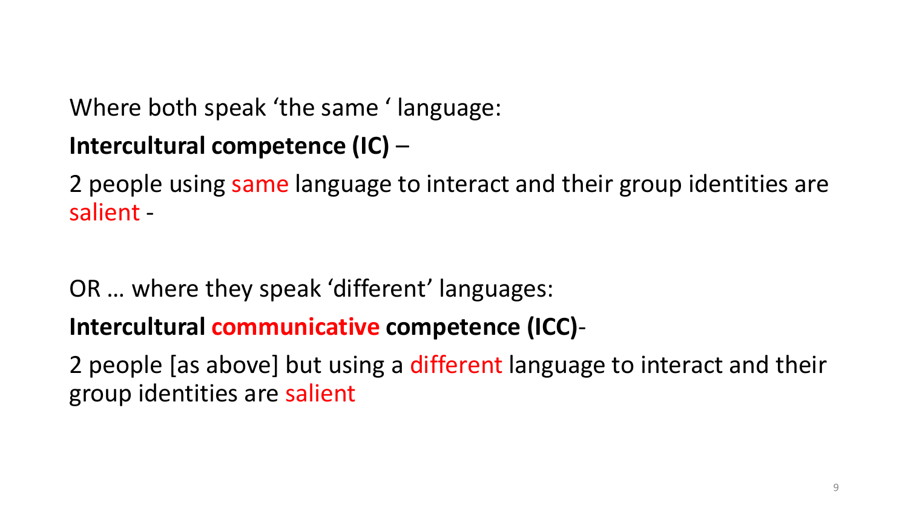Where both speak 'the same ' language:

**Intercultural competence (IC)** –

2 people using same language to interact and their group identities are salient -

OR … where they speak 'different' languages:

**Intercultural communicative competence (ICC)**-

2 people [as above] but using a different language to interact and their group identities are salient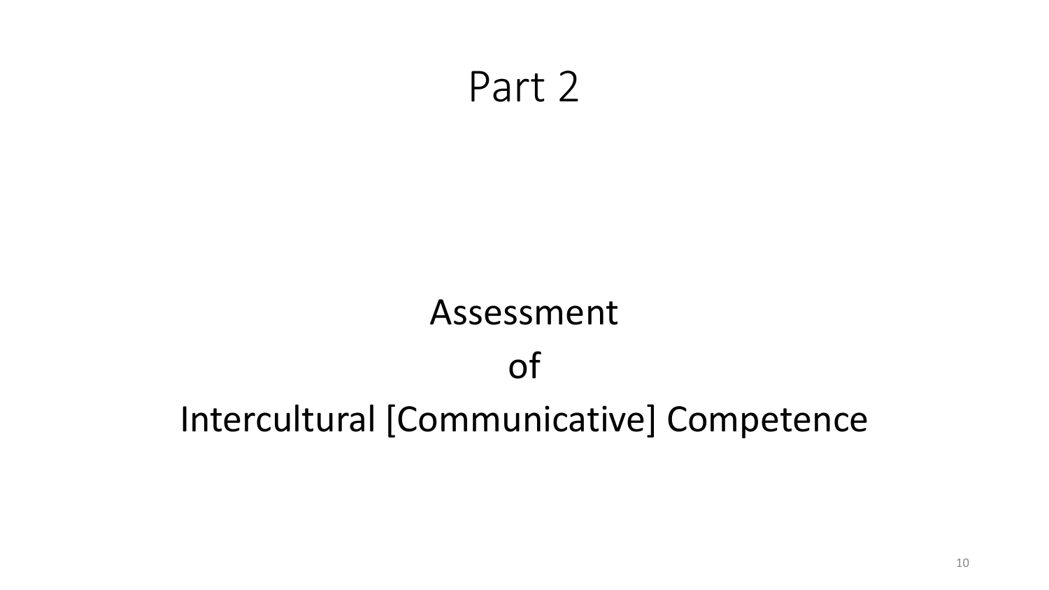# Part 2

## Assessment

## of

## Intercultural [Communicative] Competence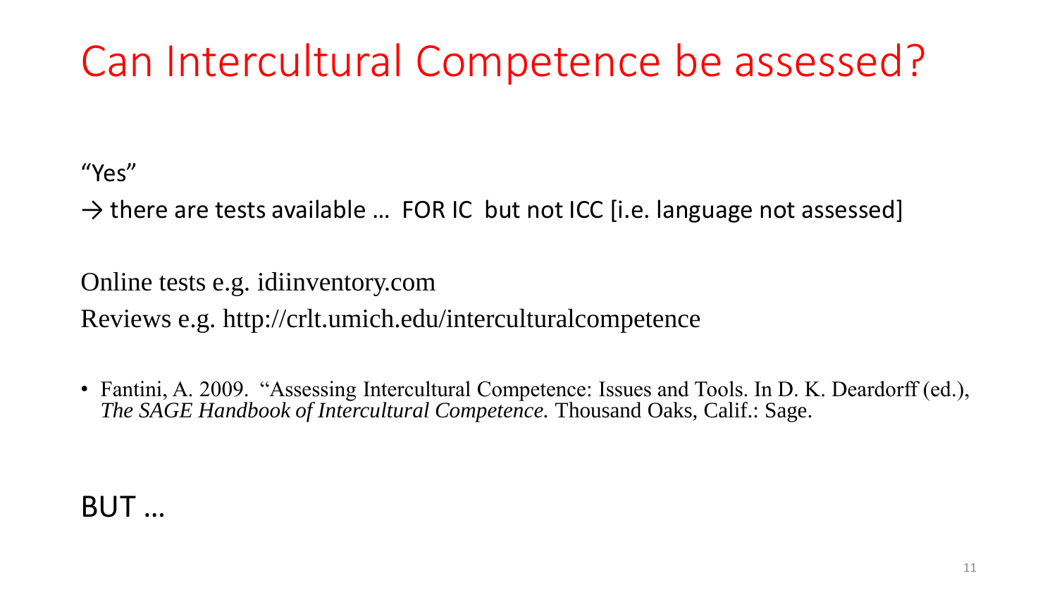# Can Intercultural Competence be assessed?

"Yes"

→ there are tests available … FOR IC but not ICC [i.e. language not assessed]

Online tests e.g. idiinventory.com

Reviews e.g. http://crlt.umich.edu/interculturalcompetence

- Fantini, A. 2009. "Assessing Intercultural Competence: Issues and Tools. In D. K. Deardorff (ed.), *The SAGE Handbook of Intercultural Competence.* Thousand Oaks, Calif.: Sage.

BUT …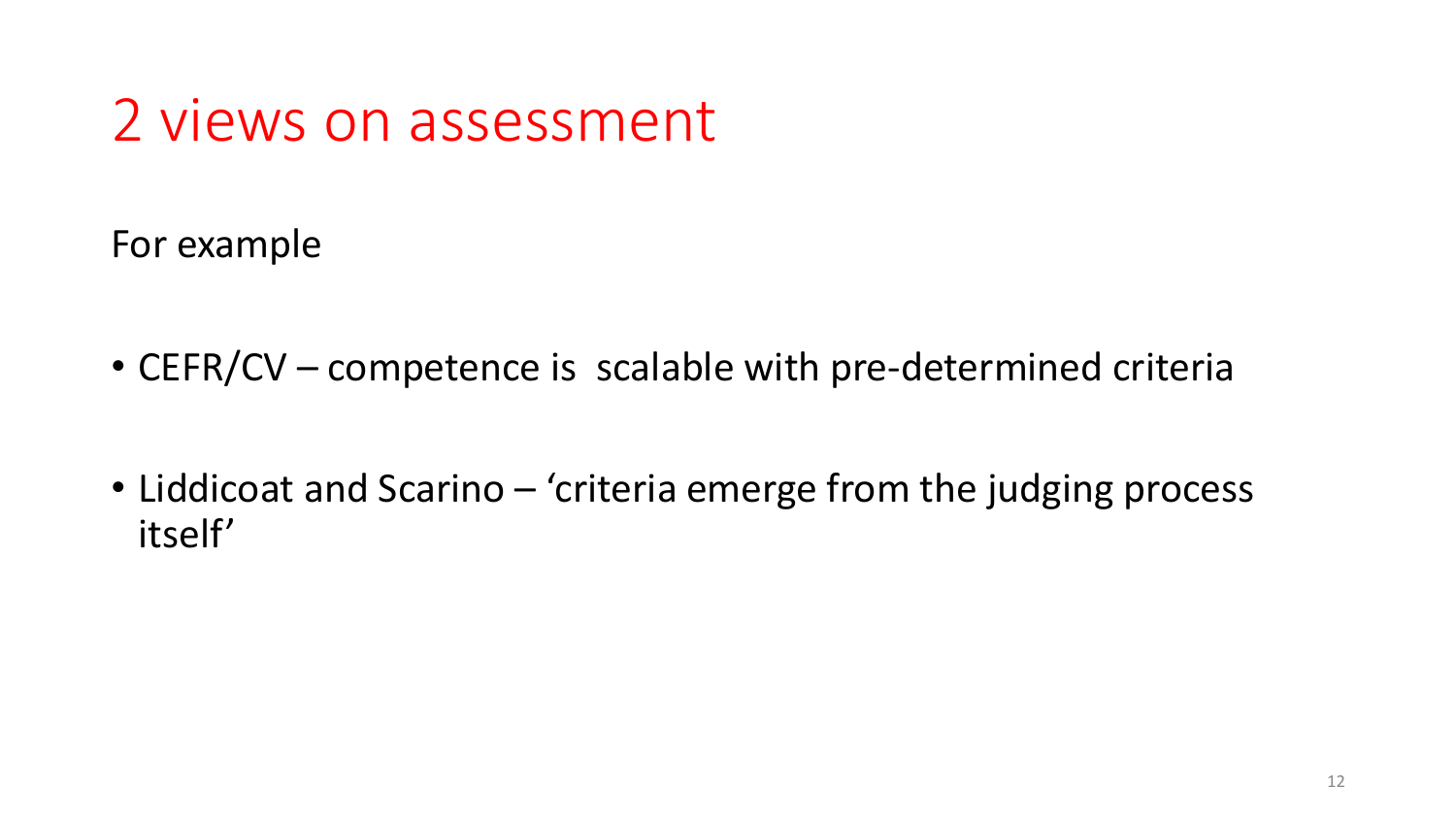# 2 views on assessment

For example

- CEFR/CV – competence is  scalable with pre-determined criteria

- Liddicoat and Scarino – 'criteria emerge from the judging process itself'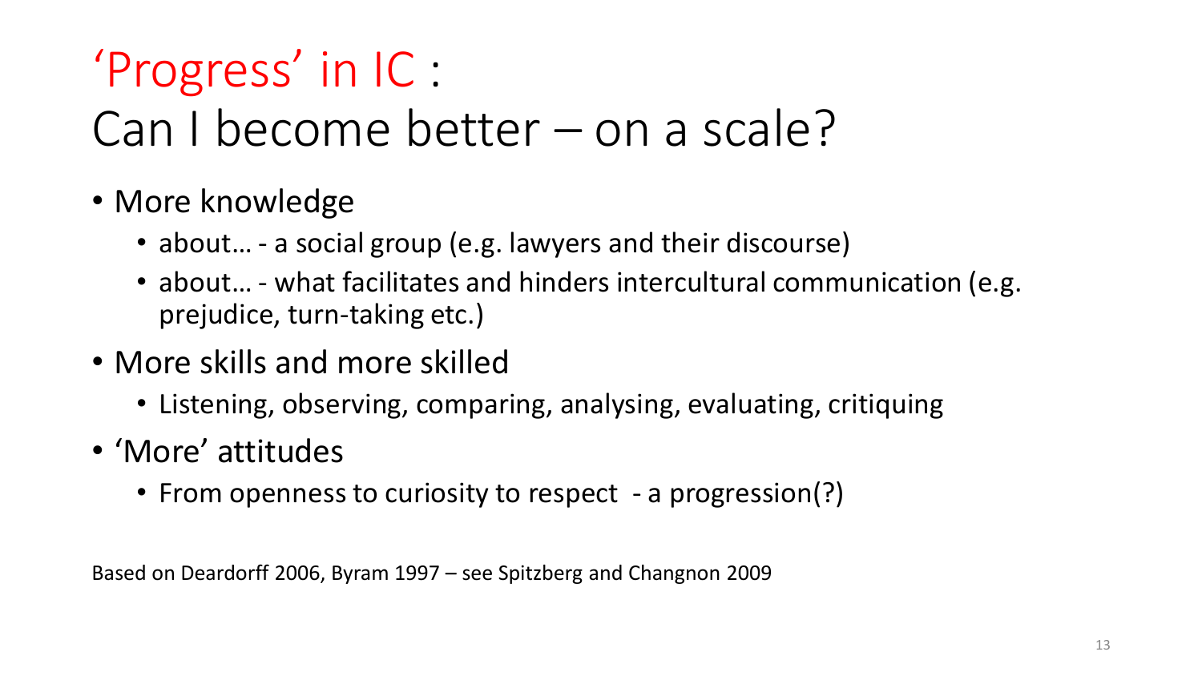# 'Progress' in IC : Can I become better – on a scale?

- More knowledge
  - about… - a social group (e.g. lawyers and their discourse)
  - about… - what facilitates and hinders intercultural communication (e.g. prejudice, turn-taking etc.)
- More skills and more skilled
  - Listening, observing, comparing, analysing, evaluating, critiquing
- 'More' attitudes
  - From openness to curiosity to respect - a progression(?)

Based on Deardorff 2006, Byram 1997 – see Spitzberg and Changnon 2009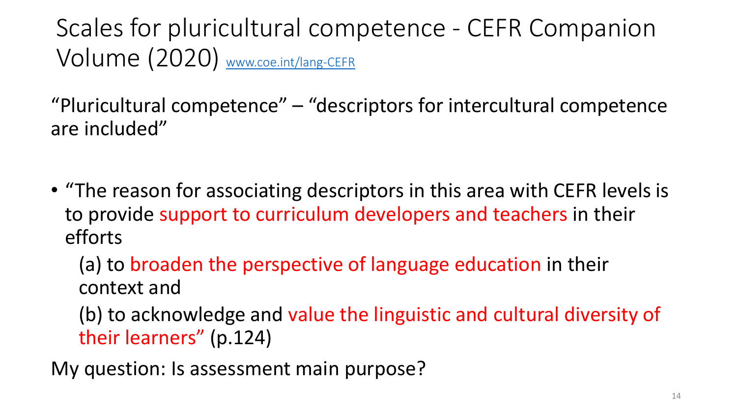# Scales for pluricultural competence - CEFR Companion Volume (2020) www.coe.int/lang-CEFR

“Pluricultural competence” – “descriptors for intercultural competence are included”

- “The reason for associating descriptors in this area with CEFR levels is to provide support to curriculum developers and teachers in their efforts

  (a) to broaden the perspective of language education in their context and

  (b) to acknowledge and value the linguistic and cultural diversity of their learners” (p.124)

My question: Is assessment main purpose?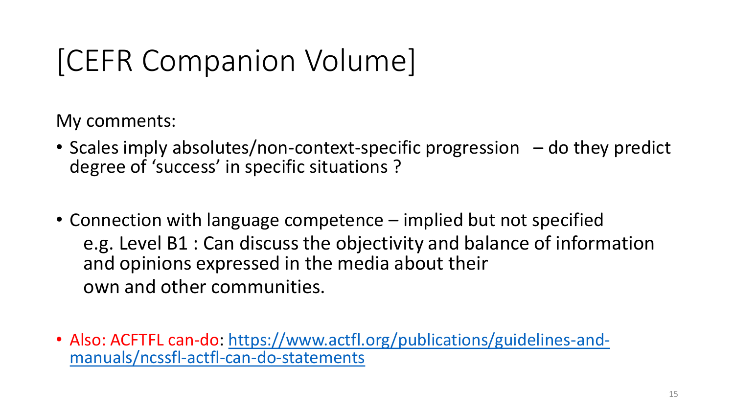# [CEFR Companion Volume]

My comments:

- Scales imply absolutes/non-context-specific progression – do they predict degree of 'success' in specific situations ?

- Connection with language competence – implied but not specified
  e.g. Level B1 : Can discuss the objectivity and balance of information and opinions expressed in the media about their
  own and other communities.

- Also: ACFTFL can-do: [https://www.actfl.org/publications/guidelines-and-manuals/ncssfl-actfl-can-do-statements](https://www.actfl.org/publications/guidelines-and-manuals/ncssfl-actfl-can-do-statements)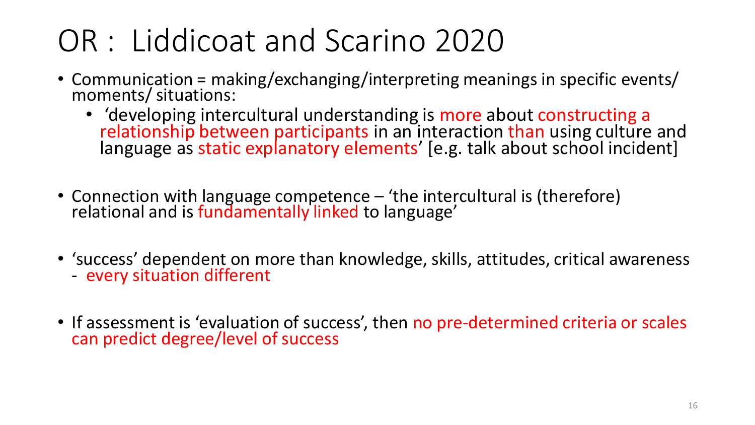# OR : Liddicoat and Scarino 2020

- Communication = making/exchanging/interpreting meanings in specific events/ moments/ situations:
  - 'developing intercultural understanding is more about constructing a relationship between participants in an interaction than using culture and language as static explanatory elements' [e.g. talk about school incident]

- Connection with language competence – 'the intercultural is (therefore) relational and is fundamentally linked to language'

- 'success' dependent on more than knowledge, skills, attitudes, critical awareness
  - every situation different

- If assessment is 'evaluation of success', then no pre-determined criteria or scales can predict degree/level of success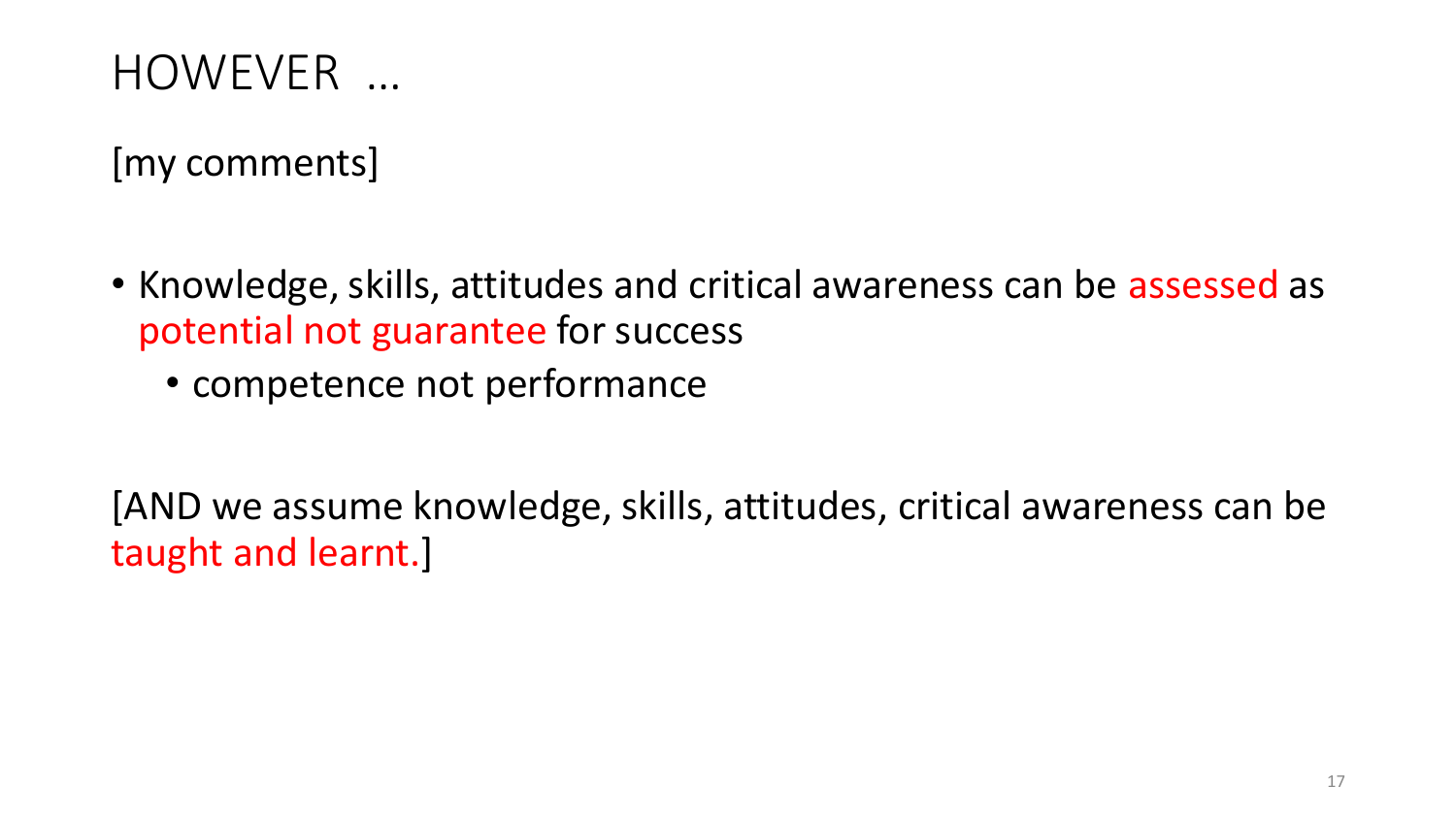# HOWEVER …

[my comments]

- Knowledge, skills, attitudes and critical awareness can be assessed as potential not guarantee for success
  - competence not performance

[AND we assume knowledge, skills, attitudes, critical awareness can be taught and learnt.]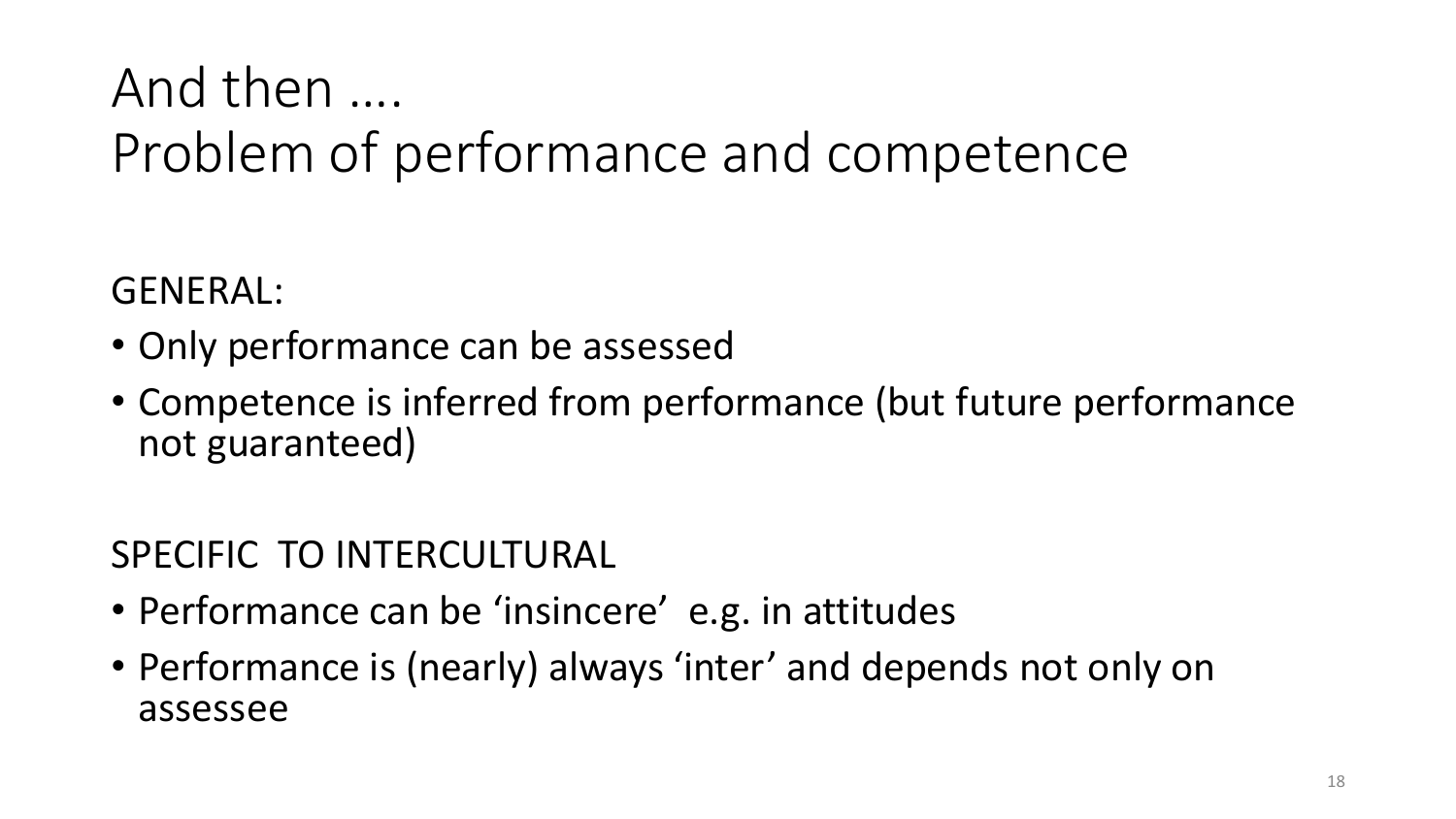# And then ….
# Problem of performance and competence

GENERAL:

- Only performance can be assessed
- Competence is inferred from performance (but future performance not guaranteed)

SPECIFIC TO INTERCULTURAL

- Performance can be 'insincere' e.g. in attitudes
- Performance is (nearly) always 'inter' and depends not only on assessee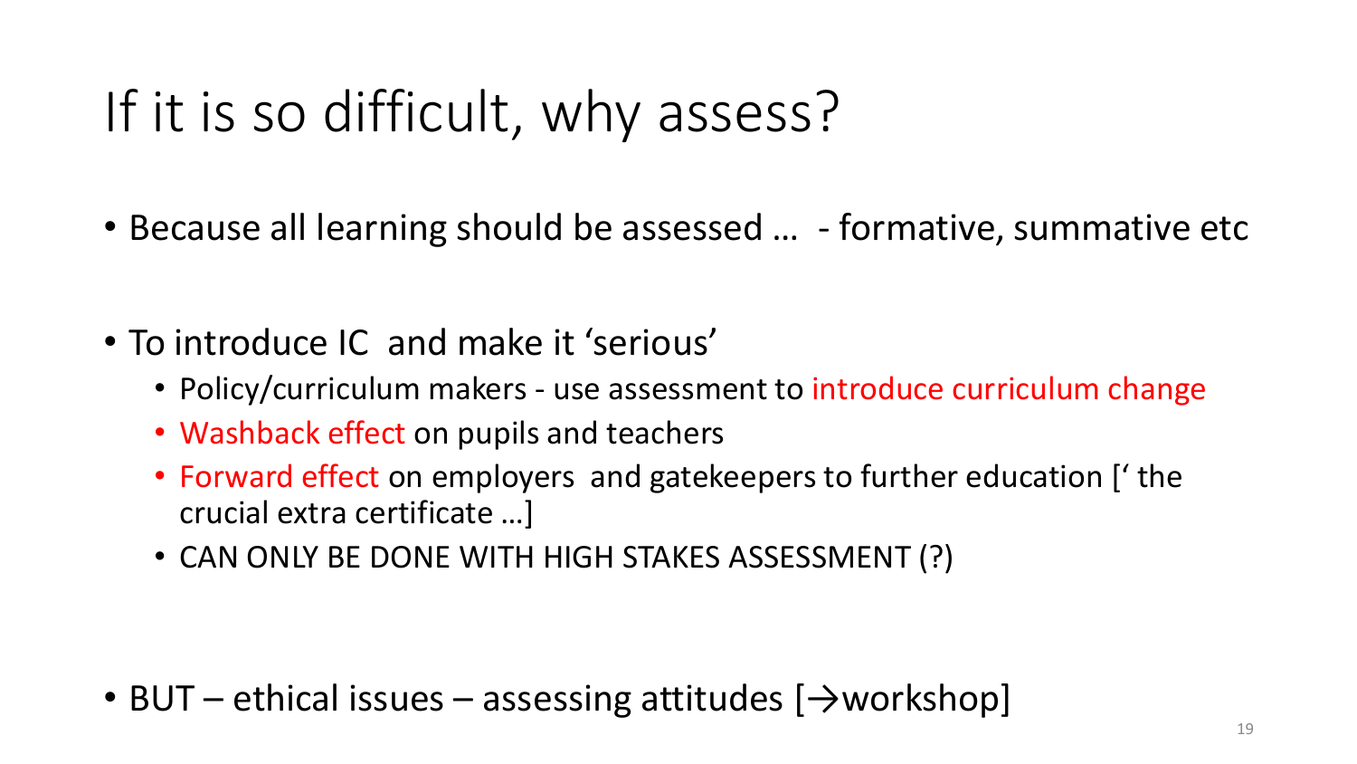# If it is so difficult, why assess?

- Because all learning should be assessed … - formative, summative etc

- To introduce IC and make it 'serious'
  - Policy/curriculum makers - use assessment to introduce curriculum change
  - Washback effect on pupils and teachers
  - Forward effect on employers and gatekeepers to further education [' the crucial extra certificate …]
  - CAN ONLY BE DONE WITH HIGH STAKES ASSESSMENT (?)

- BUT – ethical issues – assessing attitudes [→workshop]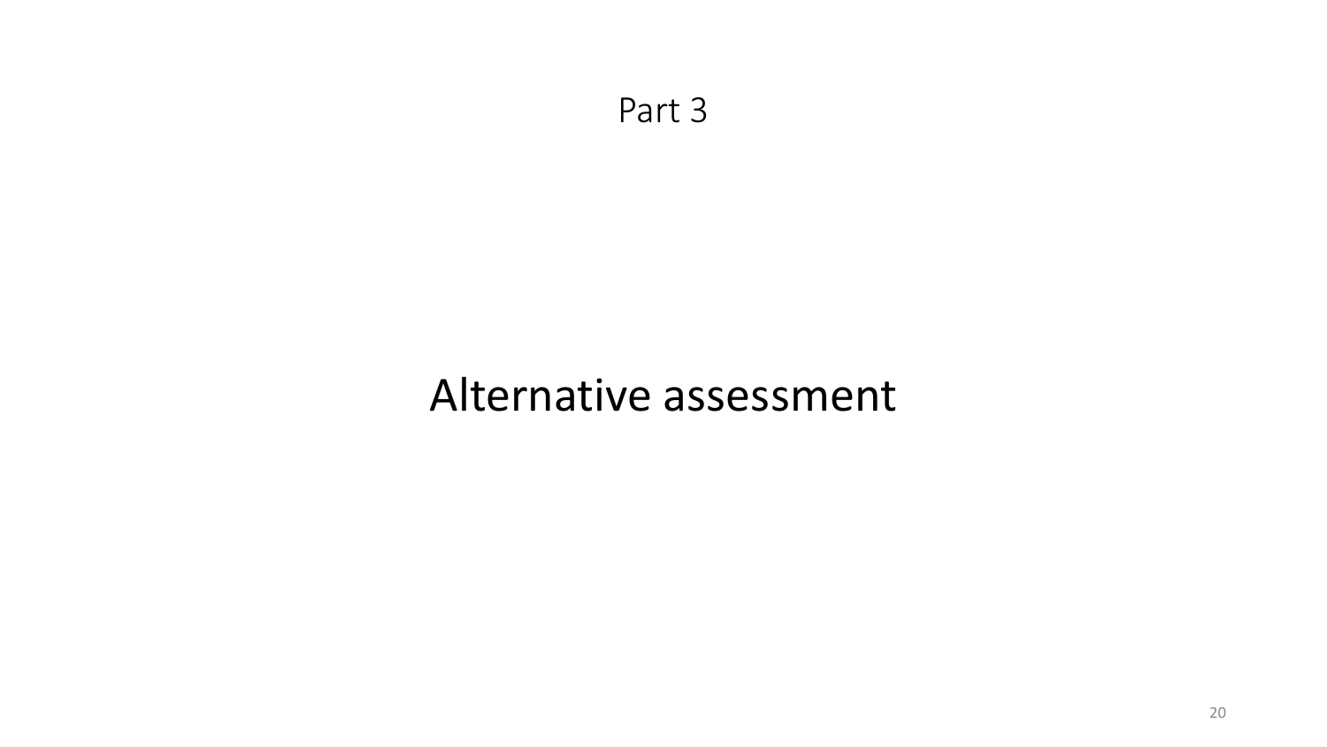Part 3

# Alternative assessment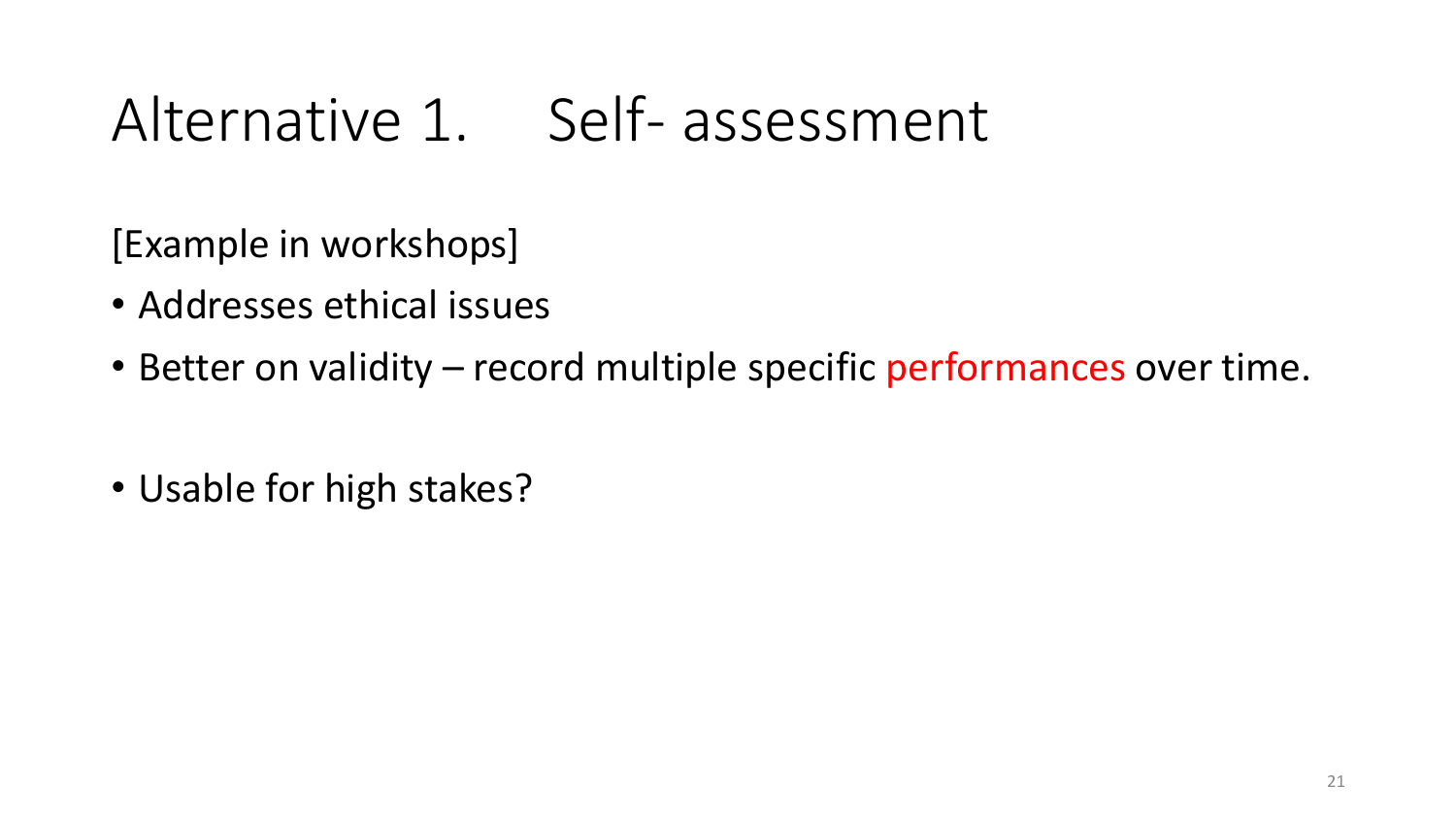# Alternative 1. Self- assessment

[Example in workshops]

- Addresses ethical issues
- Better on validity – record multiple specific performances over time.

- Usable for high stakes?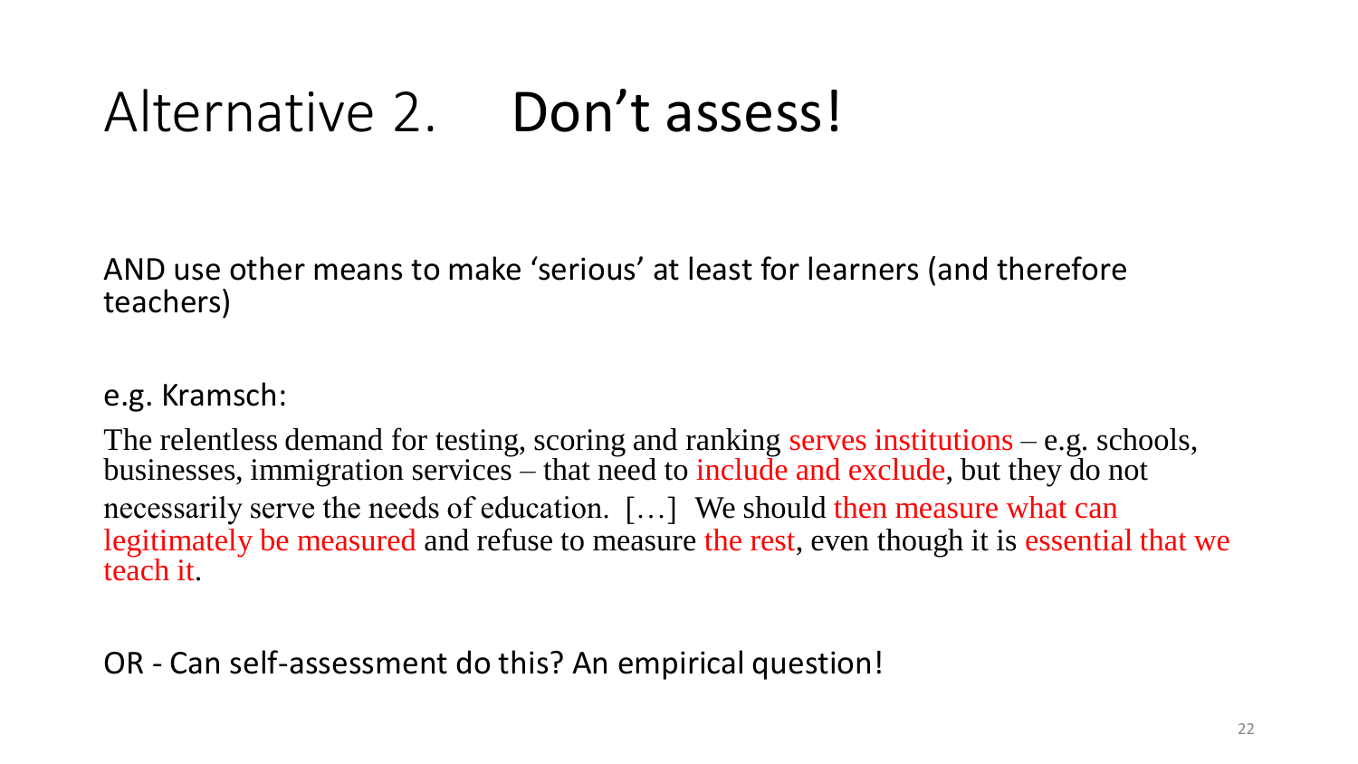# Alternative 2. Don’t assess!

AND use other means to make ‘serious’ at least for learners (and therefore teachers)

e.g. Kramsch:

The relentless demand for testing, scoring and ranking serves institutions – e.g. schools, businesses, immigration services – that need to include and exclude, but they do not necessarily serve the needs of education. […] We should then measure what can legitimately be measured and refuse to measure the rest, even though it is essential that we teach it.

OR - Can self-assessment do this? An empirical question!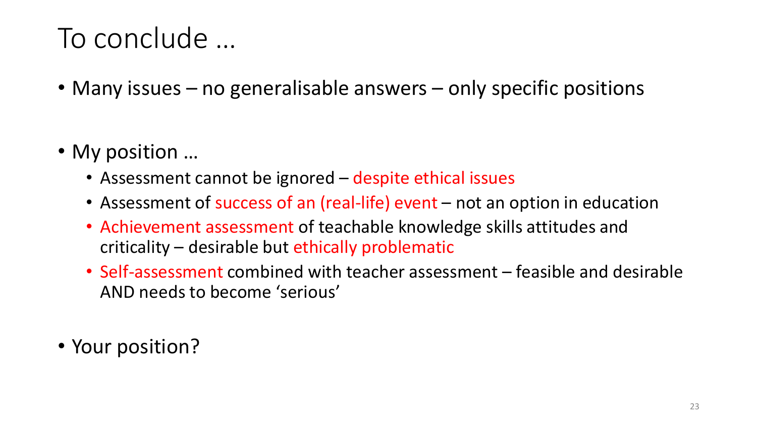# To conclude …

- Many issues – no generalisable answers – only specific positions

- My position …
  - Assessment cannot be ignored – despite ethical issues
  - Assessment of success of an (real-life) event – not an option in education
  - Achievement assessment of teachable knowledge skills attitudes and criticality – desirable but ethically problematic
  - Self-assessment combined with teacher assessment – feasible and desirable AND needs to become 'serious'

- Your position?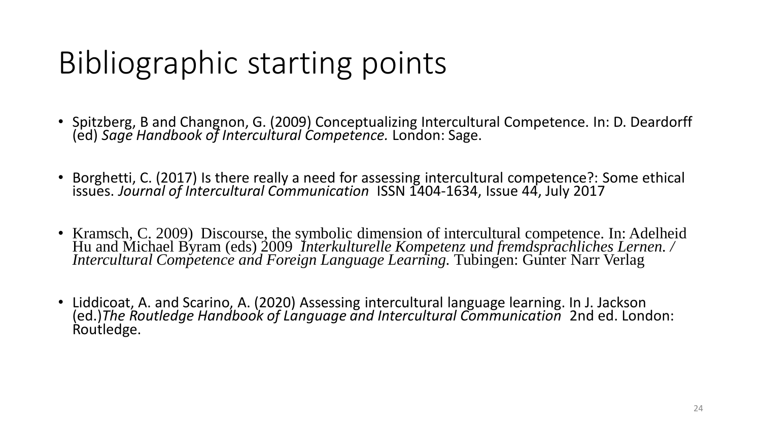# Bibliographic starting points

- Spitzberg, B and Changnon, G. (2009) Conceptualizing Intercultural Competence. In: D. Deardorff (ed) *Sage Handbook of Intercultural Competence.* London: Sage.

- Borghetti, C. (2017) Is there really a need for assessing intercultural competence?: Some ethical issues. *Journal of Intercultural Communication* ISSN 1404-1634, Issue 44, July 2017

- Kramsch, C. 2009) Discourse, the symbolic dimension of intercultural competence. In: Adelheid Hu and Michael Byram (eds) 2009 *Interkulturelle Kompetenz und fremdsprachliches Lernen. / Intercultural Competence and Foreign Language Learning.* Tubingen: Gunter Narr Verlag

- Liddicoat, A. and Scarino, A. (2020) Assessing intercultural language learning. In J. Jackson (ed.)*The Routledge Handbook of Language and Intercultural Communication* 2nd ed. London: Routledge.